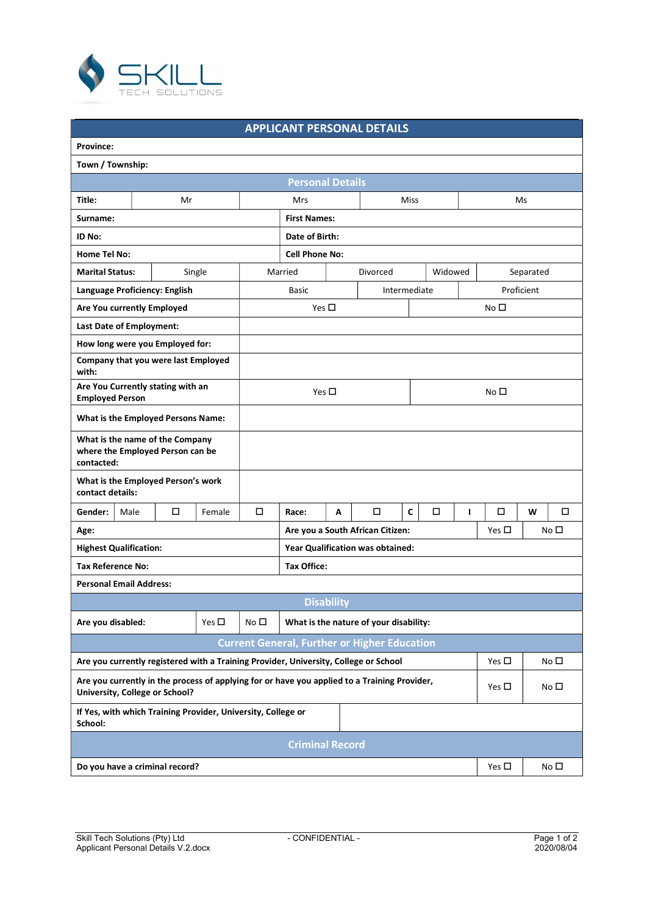SKILL
TECH SOLUTIONS

## APPLICANT PERSONAL DETAILS

| **Province:** | | | | | | | | | |
|---|---|---|---|---|---|---|---|---|---|
| **Town / Township:** | | | | | | | | | |

### Personal Details

| **Title:** | Mr | Mrs | Miss | Ms |
|---|---|---|---|---|

| **Surname:** | **First Names:** |
|---|---|
| **ID No:** | **Date of Birth:** |
| **Home Tel No:** | **Cell Phone No:** |

| **Marital Status:** | Single | Married | Divorced | Widowed | Separated |
|---|---|---|---|---|---|

| **Language Proficiency: English** | Basic | Intermediate | Proficient |
|---|---|---|---|
| **Are You currently Employed** | Yes ☐ | | No ☐ |
| **Last Date of Employment:** | | | |
| **How long were you Employed for:** | | | |
| **Company that you were last Employed with:** | | | |
| **Are You Currently stating with an Employed Person** | Yes ☐ | | No ☐ |
| **What is the Employed Persons Name:** | | | |
| **What is the name of the Company where the Employed Person can be contacted:** | | | |
| **What is the Employed Person's work contact details:** | | | |

| **Gender:** | Male | ☐ | Female | ☐ | **Race:** | **A** | ☐ | **C** | ☐ | **I** | ☐ | **W** | ☐ |
|---|---|---|---|---|---|---|---|---|---|---|---|---|---|

| **Age:** | **Are you a South African Citizen:** | Yes ☐ | No ☐ |
|---|---|---|---|
| **Highest Qualification:** | **Year Qualification was obtained:** | | |
| **Tax Reference No:** | **Tax Office:** | | |
| **Personal Email Address:** | | | |

### Disability

| **Are you disabled:** | Yes ☐ | No ☐ | **What is the nature of your disability:** |
|---|---|---|---|

### Current General, Further or Higher Education

| **Are you currently registered with a Training Provider, University, College or School** | Yes ☐ | No ☐ |
|---|---|---|
| **Are you currently in the process of applying for or have you applied to a Training Provider, University, College or School?** | Yes ☐ | No ☐ |
| **If Yes, with which Training Provider, University, College or School:** | | |

### Criminal Record

| **Do you have a criminal record?** | Yes ☐ | No ☐ |
|---|---|---|

Skill Tech Solutions (Pty) Ltd
Applicant Personal Details V.2.docx

- CONFIDENTIAL -

2020/08/04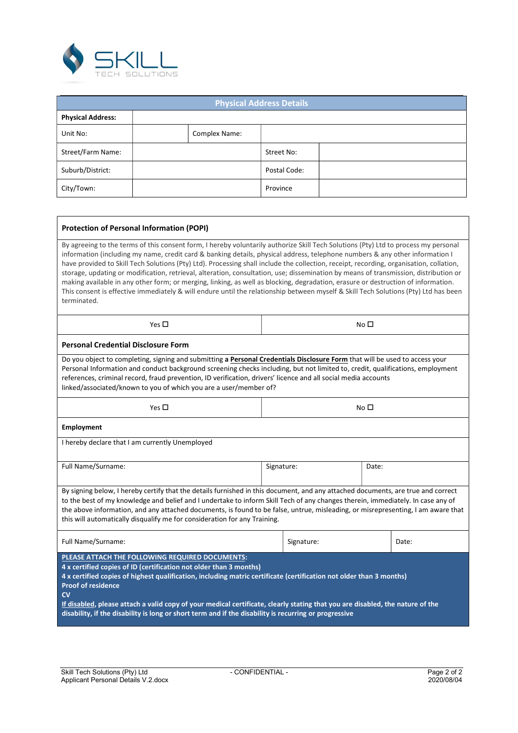| Physical Address Details | | | |
|---|---|---|---|
| **Physical Address:** | | | |
| Unit No: | | Complex Name: | |
| Street/Farm Name: | | Street No: | |
| Suburb/District: | | Postal Code: | |
| City/Town: | | Province | |

**Protection of Personal Information (POPI)**

By agreeing to the terms of this consent form, I hereby voluntarily authorize Skill Tech Solutions (Pty) Ltd to process my personal information (including my name, credit card & banking details, physical address, telephone numbers & any other information I have provided to Skill Tech Solutions (Pty) Ltd). Processing shall include the collection, receipt, recording, organisation, collation, storage, updating or modification, retrieval, alteration, consultation, use; dissemination by means of transmission, distribution or making available in any other form; or merging, linking, as well as blocking, degradation, erasure or destruction of information. This consent is effective immediately & will endure until the relationship between myself & Skill Tech Solutions (Pty) Ltd has been terminated.

| | |
|---|---|
| Yes ☐ | No ☐ |

**Personal Credential Disclosure Form**

Do you object to completing, signing and submitting **a Personal Credentials Disclosure Form** that will be used to access your Personal Information and conduct background screening checks including, but not limited to, credit, qualifications, employment references, criminal record, fraud prevention, ID verification, drivers' licence and all social media accounts linked/associated/known to you of which you are a user/member of?

| | |
|---|---|
| Yes ☐ | No ☐ |

**Employment**

I hereby declare that I am currently Unemployed

| | | |
|---|---|---|
| Full Name/Surname: | Signature: | Date: |

By signing below, I hereby certify that the details furnished in this document, and any attached documents, are true and correct to the best of my knowledge and belief and I undertake to inform Skill Tech of any changes therein, immediately. In case any of the above information, and any attached documents, is found to be false, untrue, misleading, or misrepresenting, I am aware that this will automatically disqualify me for consideration for any Training.

| | | |
|---|---|---|
| Full Name/Surname: | Signature: | Date: |

**PLEASE ATTACH THE FOLLOWING REQUIRED DOCUMENTS:**

**4 x certified copies of ID (certification not older than 3 months)**

**4 x certified copies of highest qualification, including matric certificate (certification not older than 3 months)**

**Proof of residence**

**CV**

**If disabled, please attach a valid copy of your medical certificate, clearly stating that you are disabled, the nature of the disability, if the disability is long or short term and if the disability is recurring or progressive**